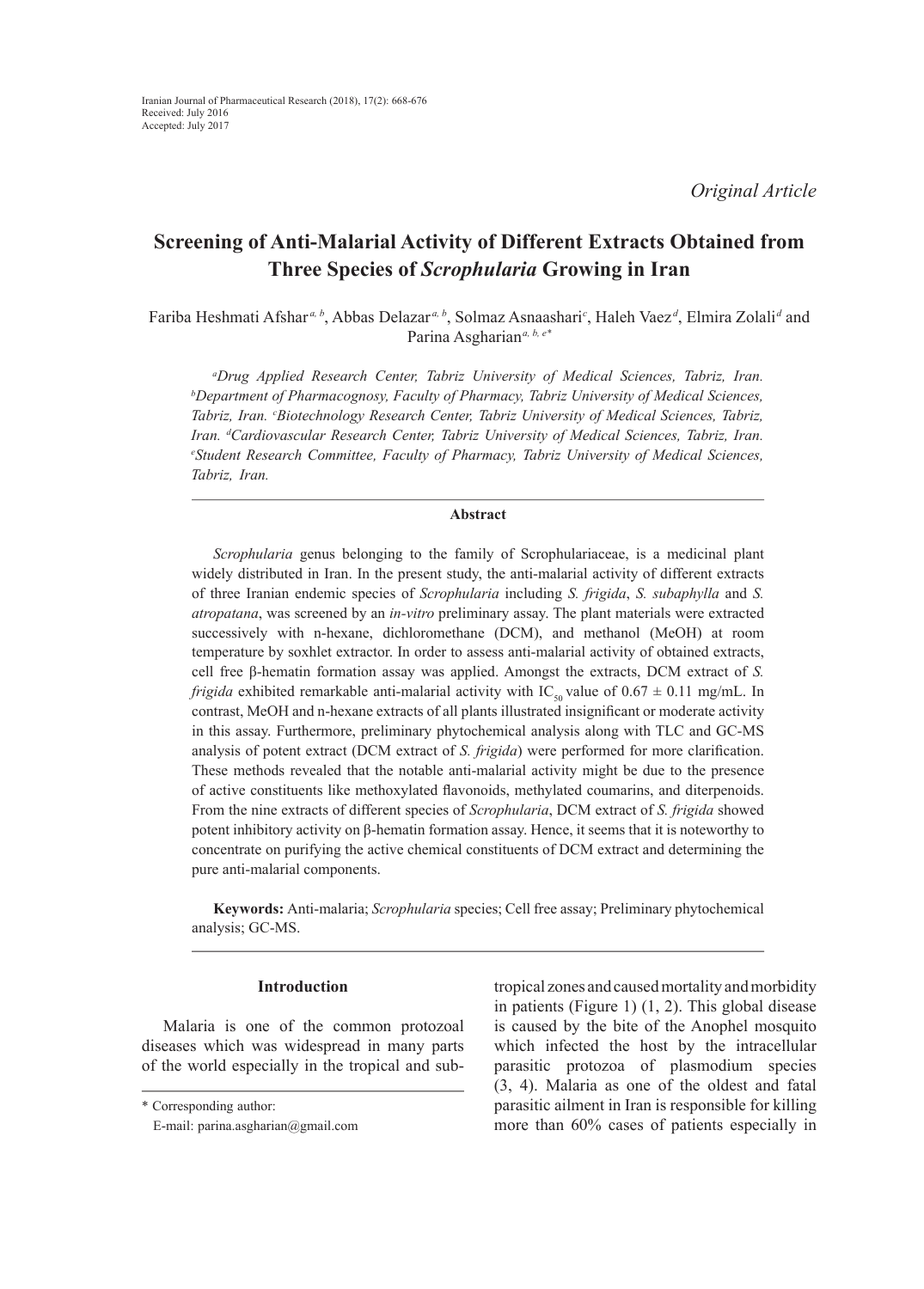Original Article

# Screening of Anti-Malarial Activity of Different Extracts Obtained from Three Species of *Scrophularia* Growing in Iran

Fariba Heshmati Afshar[a, b], Abbas Delazar[a, b], Solmaz Asnaashari[c], Haleh Vaez[d], Elmira Zolali[d] and Parina Asgharian[a, b, e*]

[a]*Drug Applied Research Center, Tabriz University of Medical Sciences, Tabriz, Iran.* [b]*Department of Pharmacognosy, Faculty of Pharmacy, Tabriz University of Medical Sciences, Tabriz, Iran.* [c]*Biotechnology Research Center, Tabriz University of Medical Sciences, Tabriz, Iran.* [d]*Cardiovascular Research Center, Tabriz University of Medical Sciences, Tabriz, Iran.* [e]*Student Research Committee, Faculty of Pharmacy, Tabriz University of Medical Sciences, Tabriz, Iran.*

## Abstract

*Scrophularia* genus belonging to the family of Scrophulariaceae, is a medicinal plant widely distributed in Iran. In the present study, the anti-malarial activity of different extracts of three Iranian endemic species of *Scrophularia* including *S. frigida*, *S. subaphylla* and *S. atropatana*, was screened by an *in-vitro* preliminary assay. The plant materials were extracted successively with n-hexane, dichloromethane (DCM), and methanol (MeOH) at room temperature by soxhlet extractor. In order to assess anti-malarial activity of obtained extracts, cell free β-hematin formation assay was applied. Amongst the extracts, DCM extract of *S. frigida* exhibited remarkable anti-malarial activity with $IC_{50}$ value of 0.67 ± 0.11 mg/mL. In contrast, MeOH and n-hexane extracts of all plants illustrated insignificant or moderate activity in this assay. Furthermore, preliminary phytochemical analysis along with TLC and GC-MS analysis of potent extract (DCM extract of *S. frigida*) were performed for more clarification. These methods revealed that the notable anti-malarial activity might be due to the presence of active constituents like methoxylated flavonoids, methylated coumarins, and diterpenoids. From the nine extracts of different species of *Scrophularia*, DCM extract of *S. frigida* showed potent inhibitory activity on β-hematin formation assay. Hence, it seems that it is noteworthy to concentrate on purifying the active chemical constituents of DCM extract and determining the pure anti-malarial components.

**Keywords:** Anti-malaria; *Scrophularia* species; Cell free assay; Preliminary phytochemical analysis; GC-MS.

## Introduction

Malaria is one of the common protozoal diseases which was widespread in many parts of the world especially in the tropical and sub-tropical zones and caused mortality and morbidity in patients (Figure 1) (1, 2). This global disease is caused by the bite of the Anophel mosquito which infected the host by the intracellular parasitic protozoa of plasmodium species (3, 4). Malaria as one of the oldest and fatal parasitic ailment in Iran is responsible for killing more than 60% cases of patients especially in

\* Corresponding author:
E-mail: parina.asgharian@gmail.com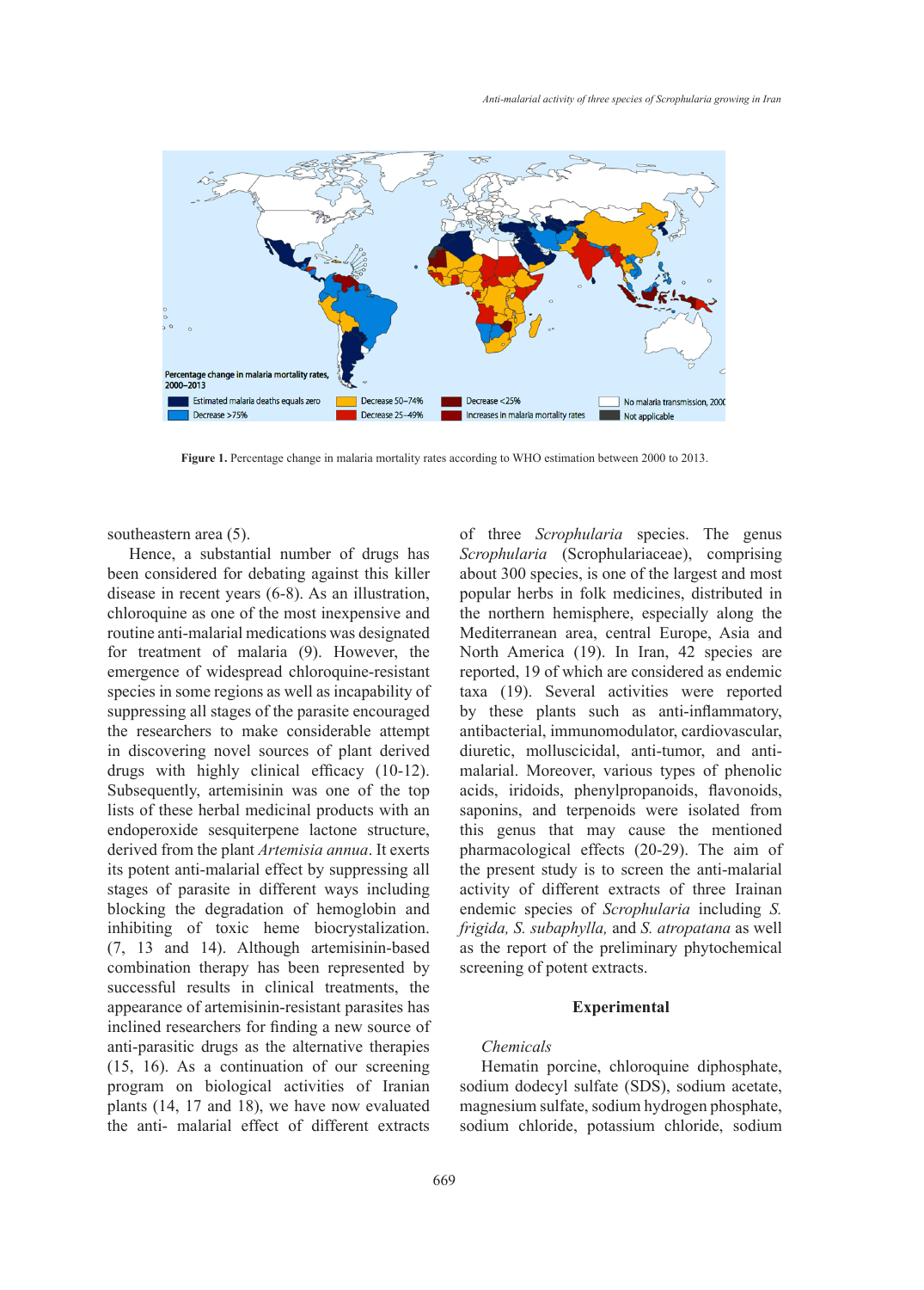**Figure 1.** Percentage change in malaria mortality rates according to WHO estimation between 2000 to 2013.

southeastern area (5).

Hence, a substantial number of drugs has been considered for debating against this killer disease in recent years (6-8). As an illustration, chloroquine as one of the most inexpensive and routine anti-malarial medications was designated for treatment of malaria (9). However, the emergence of widespread chloroquine-resistant species in some regions as well as incapability of suppressing all stages of the parasite encouraged the researchers to make considerable attempt in discovering novel sources of plant derived drugs with highly clinical efficacy (10-12). Subsequently, artemisinin was one of the top lists of these herbal medicinal products with an endoperoxide sesquiterpene lactone structure, derived from the plant *Artemisia annua*. It exerts its potent anti-malarial effect by suppressing all stages of parasite in different ways including blocking the degradation of hemoglobin and inhibiting of toxic heme biocrystalization. (7, 13 and 14). Although artemisinin-based combination therapy has been represented by successful results in clinical treatments, the appearance of artemisinin-resistant parasites has inclined researchers for finding a new source of anti-parasitic drugs as the alternative therapies (15, 16). As a continuation of our screening program on biological activities of Iranian plants (14, 17 and 18), we have now evaluated the anti- malarial effect of different extracts of three *Scrophularia* species. The genus *Scrophularia* (Scrophulariaceae), comprising about 300 species, is one of the largest and most popular herbs in folk medicines, distributed in the northern hemisphere, especially along the Mediterranean area, central Europe, Asia and North America (19). In Iran, 42 species are reported, 19 of which are considered as endemic taxa (19). Several activities were reported by these plants such as anti-inflammatory, antibacterial, immunomodulator, cardiovascular, diuretic, molluscicidal, anti-tumor, and anti-malarial. Moreover, various types of phenolic acids, iridoids, phenylpropanoids, flavonoids, saponins, and terpenoids were isolated from this genus that may cause the mentioned pharmacological effects (20-29). The aim of the present study is to screen the anti-malarial activity of different extracts of three Irainan endemic species of *Scrophularia* including *S. frigida, S. subaphylla,* and *S. atropatana* as well as the report of the preliminary phytochemical screening of potent extracts.

## Experimental

*Chemicals*

Hematin porcine, chloroquine diphosphate, sodium dodecyl sulfate (SDS), sodium acetate, magnesium sulfate, sodium hydrogen phosphate, sodium chloride, potassium chloride, sodium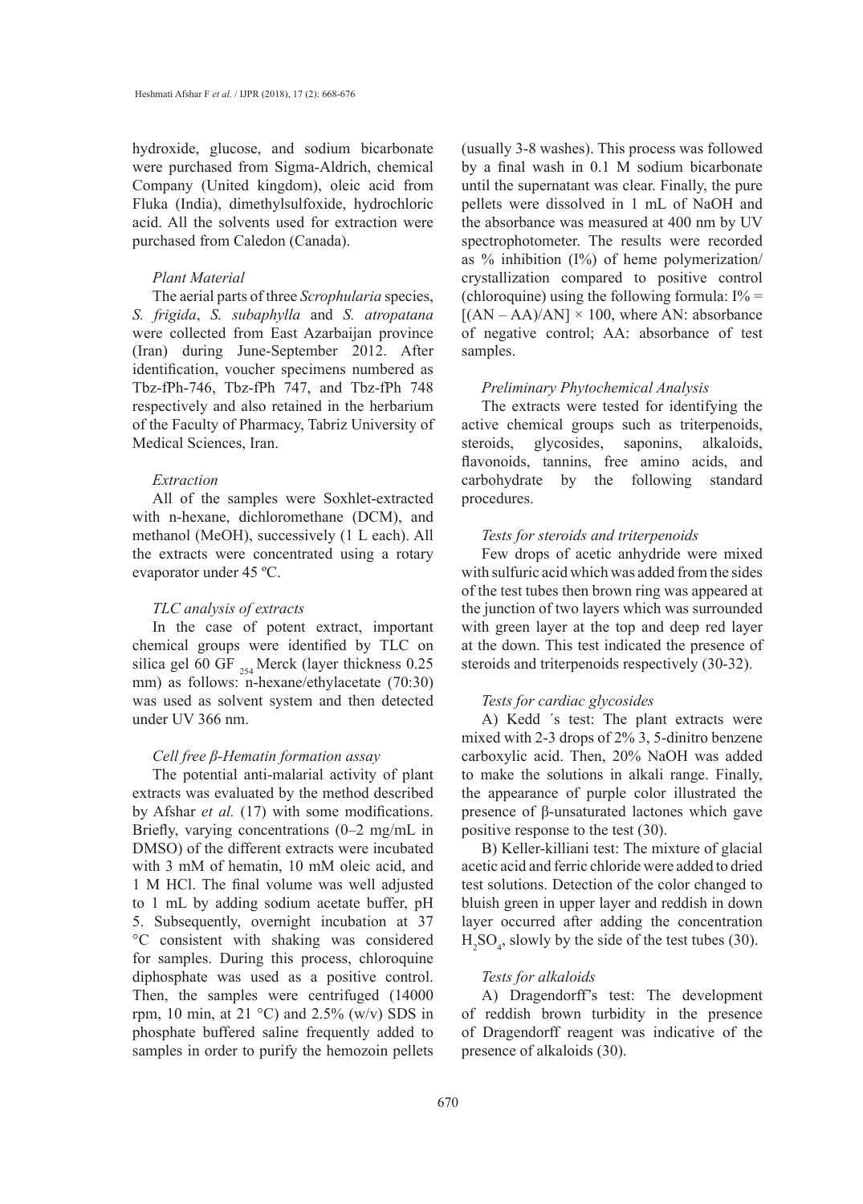hydroxide, glucose, and sodium bicarbonate were purchased from Sigma-Aldrich, chemical Company (United kingdom), oleic acid from Fluka (India), dimethylsulfoxide, hydrochloric acid. All the solvents used for extraction were purchased from Caledon (Canada).

### *Plant Material*

The aerial parts of three *Scrophularia* species, *S. frigida*, *S. subaphylla* and *S. atropatana* were collected from East Azarbaijan province (Iran) during June-September 2012. After identification, voucher specimens numbered as Tbz-fPh-746, Tbz-fPh 747, and Tbz-fPh 748 respectively and also retained in the herbarium of the Faculty of Pharmacy, Tabriz University of Medical Sciences, Iran.

### *Extraction*

All of the samples were Soxhlet-extracted with n-hexane, dichloromethane (DCM), and methanol (MeOH), successively (1 L each). All the extracts were concentrated using a rotary evaporator under 45 ºC.

### *TLC analysis of extracts*

In the case of potent extract, important chemical groups were identified by TLC on silica gel 60 GF $_{254}$ Merck (layer thickness 0.25 mm) as follows: n-hexane/ethylacetate (70:30) was used as solvent system and then detected under UV 366 nm.

### *Cell free β-Hematin formation assay*

The potential anti-malarial activity of plant extracts was evaluated by the method described by Afshar *et al.* (17) with some modifications. Briefly, varying concentrations (0–2 mg/mL in DMSO) of the different extracts were incubated with 3 mM of hematin, 10 mM oleic acid, and 1 M HCl. The final volume was well adjusted to 1 mL by adding sodium acetate buffer, pH 5. Subsequently, overnight incubation at 37 °C consistent with shaking was considered for samples. During this process, chloroquine diphosphate was used as a positive control. Then, the samples were centrifuged (14000 rpm, 10 min, at 21 °C) and 2.5% (w/v) SDS in phosphate buffered saline frequently added to samples in order to purify the hemozoin pellets (usually 3-8 washes). This process was followed by a final wash in 0.1 M sodium bicarbonate until the supernatant was clear. Finally, the pure pellets were dissolved in 1 mL of NaOH and the absorbance was measured at 400 nm by UV spectrophotometer. The results were recorded as % inhibition (I%) of heme polymerization/crystallization compared to positive control (chloroquine) using the following formula: $I\% = [(AN – AA)/AN] \times 100$, where AN: absorbance of negative control; AA: absorbance of test samples.

### *Preliminary Phytochemical Analysis*

The extracts were tested for identifying the active chemical groups such as triterpenoids, steroids, glycosides, saponins, alkaloids, flavonoids, tannins, free amino acids, and carbohydrate by the following standard procedures.

### *Tests for steroids and triterpenoids*

Few drops of acetic anhydride were mixed with sulfuric acid which was added from the sides of the test tubes then brown ring was appeared at the junction of two layers which was surrounded with green layer at the top and deep red layer at the down. This test indicated the presence of steroids and triterpenoids respectively (30-32).

### *Tests for cardiac glycosides*

A) Kedd ´s test: The plant extracts were mixed with 2-3 drops of 2% 3, 5-dinitro benzene carboxylic acid. Then, 20% NaOH was added to make the solutions in alkali range. Finally, the appearance of purple color illustrated the presence of β-unsaturated lactones which gave positive response to the test (30).

B) Keller-killiani test: The mixture of glacial acetic acid and ferric chloride were added to dried test solutions. Detection of the color changed to bluish green in upper layer and reddish in down layer occurred after adding the concentration $H_2SO_4$, slowly by the side of the test tubes (30).

### *Tests for alkaloids*

A) Dragendorff's test: The development of reddish brown turbidity in the presence of Dragendorff reagent was indicative of the presence of alkaloids (30).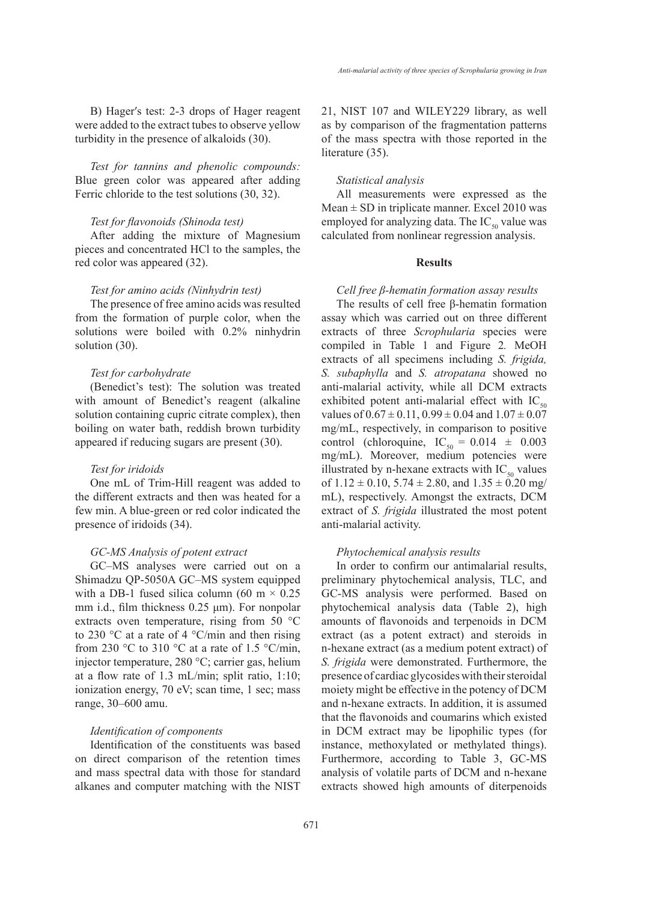B) Hager′s test: 2-3 drops of Hager reagent were added to the extract tubes to observe yellow turbidity in the presence of alkaloids (30).

*Test for tannins and phenolic compounds:* Blue green color was appeared after adding Ferric chloride to the test solutions (30, 32).

*Test for flavonoids (Shinoda test)*

After adding the mixture of Magnesium pieces and concentrated HCl to the samples, the red color was appeared (32).

*Test for amino acids (Ninhydrin test)*

The presence of free amino acids was resulted from the formation of purple color, when the solutions were boiled with 0.2% ninhydrin solution (30).

*Test for carbohydrate*

(Benedict's test): The solution was treated with amount of Benedict's reagent (alkaline solution containing cupric citrate complex), then boiling on water bath, reddish brown turbidity appeared if reducing sugars are present (30).

*Test for iridoids*

One mL of Trim-Hill reagent was added to the different extracts and then was heated for a few min. A blue-green or red color indicated the presence of iridoids (34).

*GC-MS Analysis of potent extract*

GC–MS analyses were carried out on a Shimadzu QP-5050A GC–MS system equipped with a DB-1 fused silica column (60 m × 0.25 mm i.d., film thickness 0.25 µm). For nonpolar extracts oven temperature, rising from 50 °C to 230 °C at a rate of 4 °C/min and then rising from 230 °C to 310 °C at a rate of 1.5 °C/min, injector temperature, 280 °C; carrier gas, helium at a flow rate of 1.3 mL/min; split ratio, 1:10; ionization energy, 70 eV; scan time, 1 sec; mass range, 30–600 amu.

*Identification of components*

Identification of the constituents was based on direct comparison of the retention times and mass spectral data with those for standard alkanes and computer matching with the NIST 21, NIST 107 and WILEY229 library, as well as by comparison of the fragmentation patterns of the mass spectra with those reported in the literature (35).

*Statistical analysis*

All measurements were expressed as the Mean ± SD in triplicate manner. Excel 2010 was employed for analyzing data. The $IC_{50}$ value was calculated from nonlinear regression analysis.

## Results

*Cell free β-hematin formation assay results*

The results of cell free β-hematin formation assay which was carried out on three different extracts of three *Scrophularia* species were compiled in Table 1 and Figure 2. MeOH extracts of all specimens including *S. frigida, S. subaphylla* and *S. atropatana* showed no anti-malarial activity, while all DCM extracts exhibited potent anti-malarial effect with $IC_{50}$ values of 0.67 ± 0.11, 0.99 ± 0.04 and 1.07 ± 0.07 mg/mL, respectively, in comparison to positive control (chloroquine, $IC_{50}$ = 0.014 ± 0.003 mg/mL). Moreover, medium potencies were illustrated by n-hexane extracts with $IC_{50}$ values of 1.12 ± 0.10, 5.74 ± 2.80, and 1.35 ± 0.20 mg/mL), respectively. Amongst the extracts, DCM extract of *S. frigida* illustrated the most potent anti-malarial activity.

*Phytochemical analysis results*

In order to confirm our antimalarial results, preliminary phytochemical analysis, TLC, and GC-MS analysis were performed. Based on phytochemical analysis data (Table 2), high amounts of flavonoids and terpenoids in DCM extract (as a potent extract) and steroids in n-hexane extract (as a medium potent extract) of *S. frigida* were demonstrated. Furthermore, the presence of cardiac glycosides with their steroidal moiety might be effective in the potency of DCM and n-hexane extracts. In addition, it is assumed that the flavonoids and coumarins which existed in DCM extract may be lipophilic types (for instance, methoxylated or methylated things). Furthermore, according to Table 3, GC-MS analysis of volatile parts of DCM and n-hexane extracts showed high amounts of diterpenoids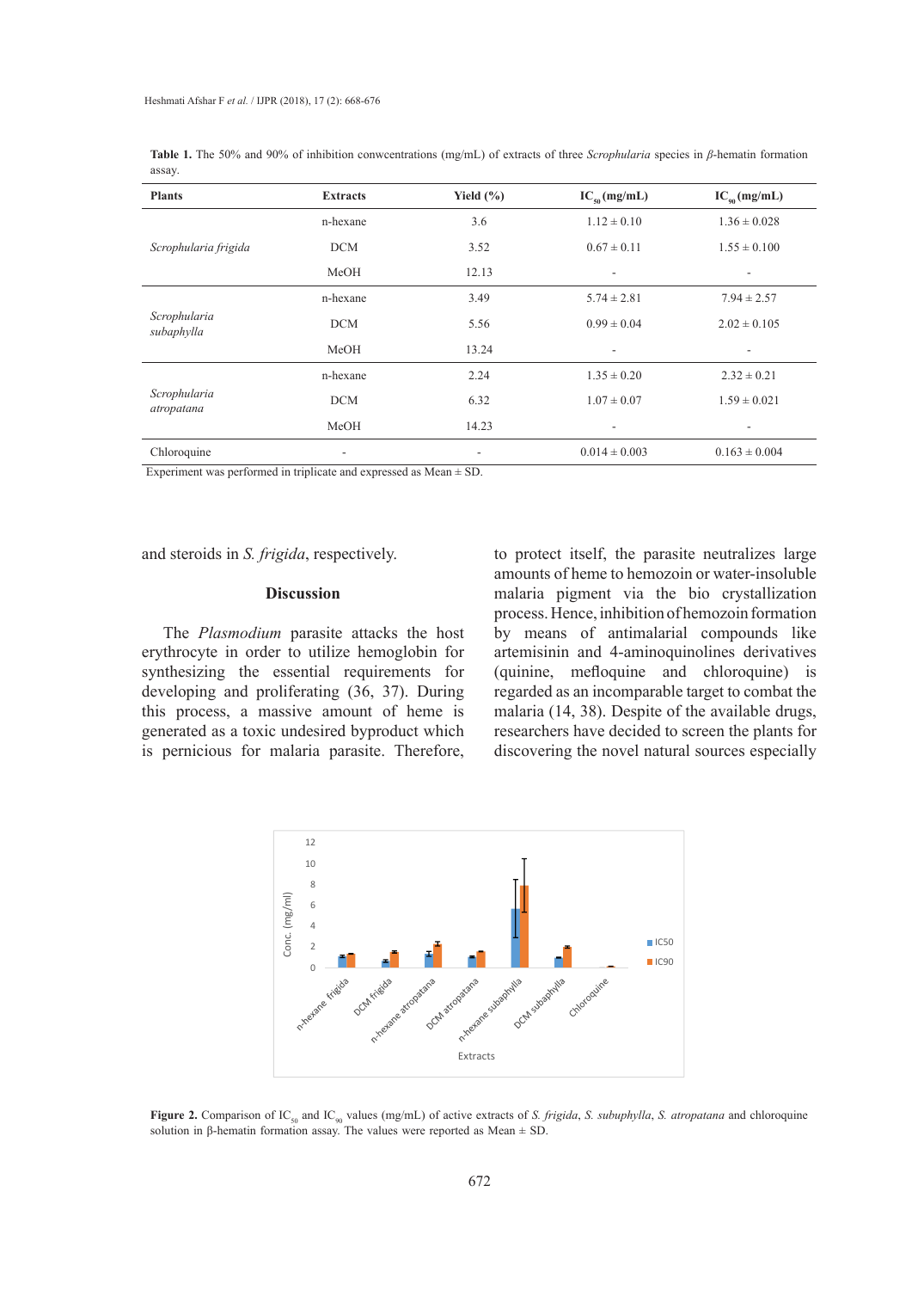**Table 1.** The 50% and 90% of inhibition conwcentrations (mg/mL) of extracts of three *Scrophularia* species in *β*-hematin formation assay.

| Plants | Extracts | Yield (%) | $IC_{50}$ (mg/mL) | $IC_{90}$ (mg/mL) |
|---|---|---|---|---|
| *Scrophularia frigida* | n-hexane | 3.6 | 1.12 ± 0.10 | 1.36 ± 0.028 |
| | DCM | 3.52 | 0.67 ± 0.11 | 1.55 ± 0.100 |
| | MeOH | 12.13 | - | - |
| *Scrophularia subaphylla* | n-hexane | 3.49 | 5.74 ± 2.81 | 7.94 ± 2.57 |
| | DCM | 5.56 | 0.99 ± 0.04 | 2.02 ± 0.105 |
| | MeOH | 13.24 | - | - |
| *Scrophularia atropatana* | n-hexane | 2.24 | 1.35 ± 0.20 | 2.32 ± 0.21 |
| | DCM | 6.32 | 1.07 ± 0.07 | 1.59 ± 0.021 |
| | MeOH | 14.23 | - | - |
| Chloroquine | - | - | 0.014 ± 0.003 | 0.163 ± 0.004 |

Experiment was performed in triplicate and expressed as Mean ± SD.

and steroids in *S. frigida*, respectively.

## Discussion

The *Plasmodium* parasite attacks the host erythrocyte in order to utilize hemoglobin for synthesizing the essential requirements for developing and proliferating (36, 37). During this process, a massive amount of heme is generated as a toxic undesired byproduct which is pernicious for malaria parasite. Therefore, to protect itself, the parasite neutralizes large amounts of heme to hemozoin or water-insoluble malaria pigment via the bio crystallization process. Hence, inhibition of hemozoin formation by means of antimalarial compounds like artemisinin and 4-aminoquinolines derivatives (quinine, mefloquine and chloroquine) is regarded as an incomparable target to combat the malaria (14, 38). Despite of the available drugs, researchers have decided to screen the plants for discovering the novel natural sources especially

**Figure 2.** Comparison of $IC_{50}$ and $IC_{90}$ values (mg/mL) of active extracts of *S. frigida*, *S. subuphylla*, *S. atropatana* and chloroquine solution in β-hematin formation assay. The values were reported as Mean ± SD.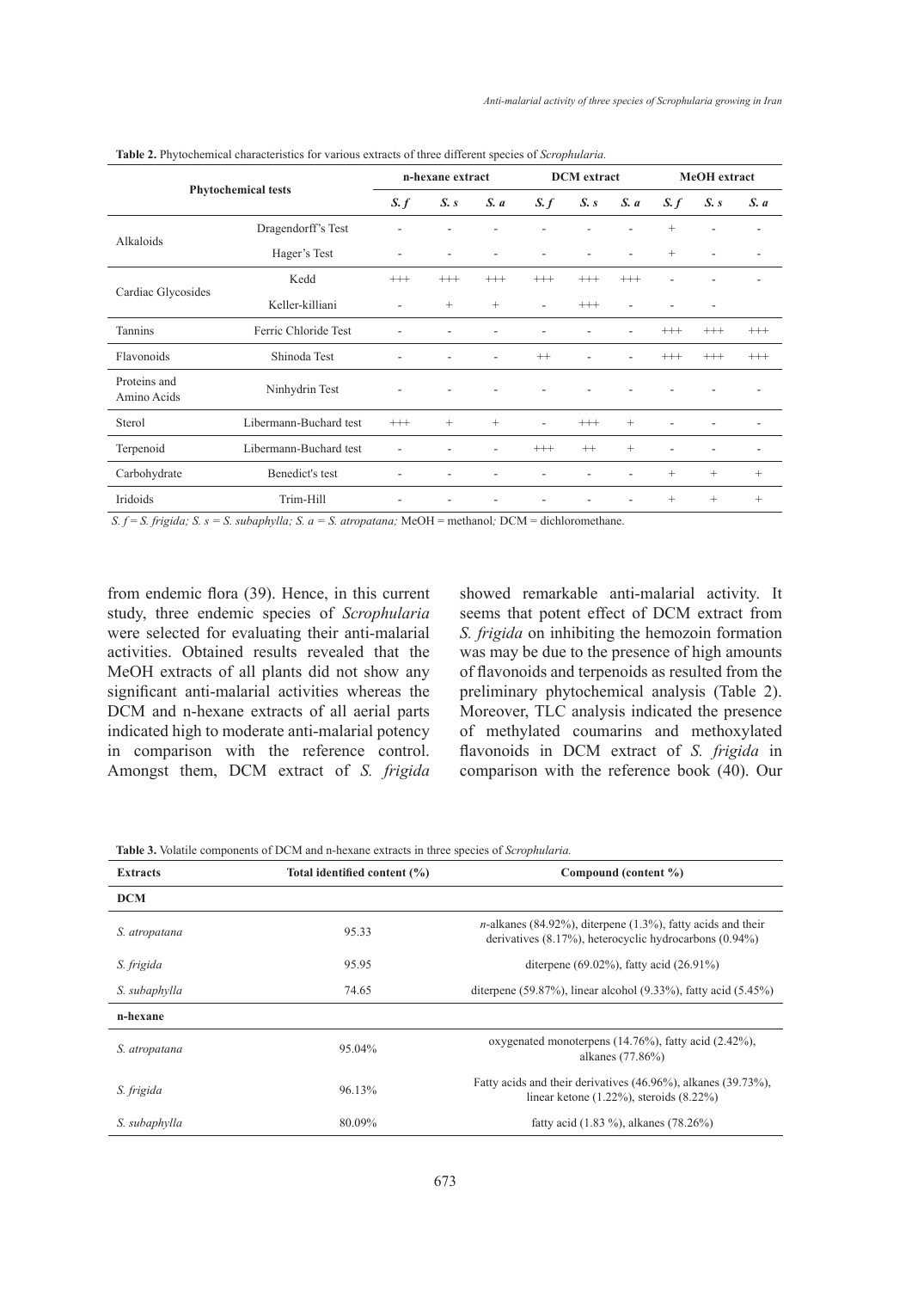**Table 2.** Phytochemical characteristics for various extracts of three different species of *Scrophularia.*

| Phytochemical tests | | n-hexane extract | | | DCM extract | | | MeOH extract | | |
|---|---|---|---|---|---|---|---|---|---|---|
| | | *S. f* | *S. s* | *S. a* | *S. f* | *S. s* | *S. a* | *S. f* | *S. s* | *S. a* |
| Alkaloids | Dragendorff's Test | - | - | - | - | - | - | + | - | - |
| | Hager's Test | - | - | - | - | - | - | + | - | - |
| Cardiac Glycosides | Kedd | +++ | +++ | +++ | +++ | +++ | +++ | - | - | - |
| | Keller-killiani | - | + | + | - | +++ | - | - | - | |
| Tannins | Ferric Chloride Test | - | - | - | - | - | - | +++ | +++ | +++ |
| Flavonoids | Shinoda Test | - | - | - | ++ | - | - | +++ | +++ | +++ |
| Proteins and Amino Acids | Ninhydrin Test | - | - | - | - | - | - | - | - | - |
| Sterol | Libermann-Buchard test | +++ | + | + | - | +++ | + | - | - | - |
| Terpenoid | Libermann-Buchard test | - | - | - | +++ | ++ | + | - | - | - |
| Carbohydrate | Benedict's test | - | - | - | - | - | - | + | + | + |
| Iridoids | Trim-Hill | - | - | - | - | - | - | + | + | + |

*S. f = S. frigida; S. s = S. subaphylla; S. a = S. atropatana;* MeOH = methanol*;* DCM = dichloromethane.

from endemic flora (39). Hence, in this current study, three endemic species of *Scrophularia* were selected for evaluating their anti-malarial activities. Obtained results revealed that the MeOH extracts of all plants did not show any significant anti-malarial activities whereas the DCM and n-hexane extracts of all aerial parts indicated high to moderate anti-malarial potency in comparison with the reference control. Amongst them, DCM extract of *S. frigida* showed remarkable anti-malarial activity. It seems that potent effect of DCM extract from *S. frigida* on inhibiting the hemozoin formation was may be due to the presence of high amounts of flavonoids and terpenoids as resulted from the preliminary phytochemical analysis (Table 2). Moreover, TLC analysis indicated the presence of methylated coumarins and methoxylated flavonoids in DCM extract of *S. frigida* in comparison with the reference book (40). Our

**Table 3.** Volatile components of DCM and n-hexane extracts in three species of *Scrophularia.*

| Extracts | Total identified content (%) | Compound (content %) |
|---|---|---|
| **DCM** | | |
| *S. atropatana* | 95.33 | *n*-alkanes (84.92%), diterpene (1.3%), fatty acids and their derivatives (8.17%), heterocyclic hydrocarbons (0.94%) |
| *S. frigida* | 95.95 | diterpene (69.02%), fatty acid (26.91%) |
| *S. subaphylla* | 74.65 | diterpene (59.87%), linear alcohol (9.33%), fatty acid (5.45%) |
| **n-hexane** | | |
| *S. atropatana* | 95.04% | oxygenated monoterpens (14.76%), fatty acid (2.42%), alkanes (77.86%) |
| *S. frigida* | 96.13% | Fatty acids and their derivatives (46.96%), alkanes (39.73%), linear ketone (1.22%), steroids (8.22%) |
| *S. subaphylla* | 80.09% | fatty acid (1.83 %), alkanes (78.26%) |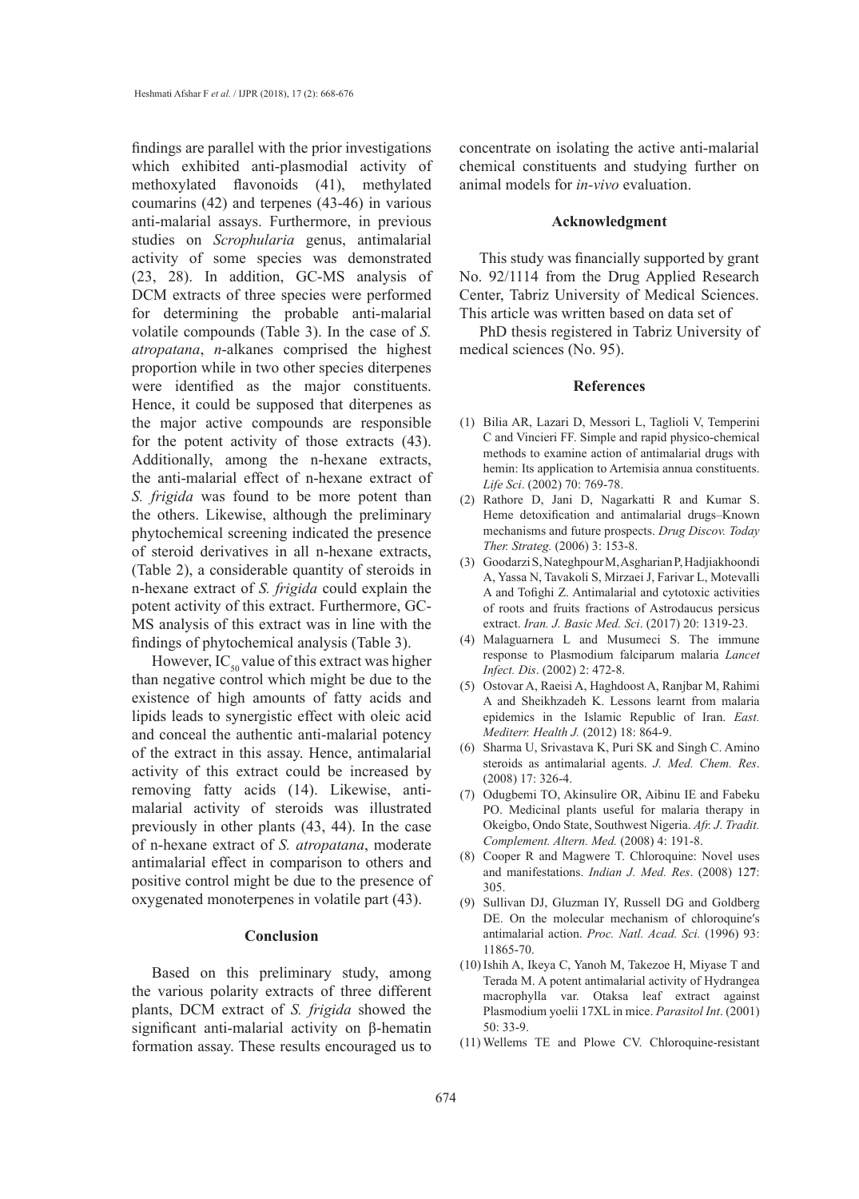findings are parallel with the prior investigations which exhibited anti-plasmodial activity of methoxylated flavonoids (41), methylated coumarins (42) and terpenes (43-46) in various anti-malarial assays. Furthermore, in previous studies on *Scrophularia* genus, antimalarial activity of some species was demonstrated (23, 28). In addition, GC-MS analysis of DCM extracts of three species were performed for determining the probable anti-malarial volatile compounds (Table 3). In the case of *S. atropatana*, *n*-alkanes comprised the highest proportion while in two other species diterpenes were identified as the major constituents. Hence, it could be supposed that diterpenes as the major active compounds are responsible for the potent activity of those extracts (43). Additionally, among the n-hexane extracts, the anti-malarial effect of n-hexane extract of *S. frigida* was found to be more potent than the others. Likewise, although the preliminary phytochemical screening indicated the presence of steroid derivatives in all n-hexane extracts, (Table 2), a considerable quantity of steroids in n-hexane extract of *S. frigida* could explain the potent activity of this extract. Furthermore, GC-MS analysis of this extract was in line with the findings of phytochemical analysis (Table 3).

However, $IC_{50}$ value of this extract was higher than negative control which might be due to the existence of high amounts of fatty acids and lipids leads to synergistic effect with oleic acid and conceal the authentic anti-malarial potency of the extract in this assay. Hence, antimalarial activity of this extract could be increased by removing fatty acids (14). Likewise, anti-malarial activity of steroids was illustrated previously in other plants (43, 44). In the case of n-hexane extract of *S. atropatana*, moderate antimalarial effect in comparison to others and positive control might be due to the presence of oxygenated monoterpenes in volatile part (43).

## Conclusion

Based on this preliminary study, among the various polarity extracts of three different plants, DCM extract of *S. frigida* showed the significant anti-malarial activity on β-hematin formation assay. These results encouraged us to concentrate on isolating the active anti-malarial chemical constituents and studying further on animal models for *in-vivo* evaluation.

## Acknowledgment

This study was financially supported by grant No. 92/1114 from the Drug Applied Research Center, Tabriz University of Medical Sciences. This article was written based on data set of

PhD thesis registered in Tabriz University of medical sciences (No. 95).

## References

(1) Bilia AR, Lazari D, Messori L, Taglioli V, Temperini C and Vincieri FF. Simple and rapid physico-chemical methods to examine action of antimalarial drugs with hemin: Its application to Artemisia annua constituents. *Life Sci*. (2002) 70: 769-78.

(2) Rathore D, Jani D, Nagarkatti R and Kumar S. Heme detoxification and antimalarial drugs–Known mechanisms and future prospects. *Drug Discov. Today Ther. Strateg.* (2006) 3: 153-8.

(3) Goodarzi S, Nateghpour M, Asgharian P, Hadjiakhoondi A, Yassa N, Tavakoli S, Mirzaei J, Farivar L, Motevalli A and Tofighi Z. Antimalarial and cytotoxic activities of roots and fruits fractions of Astrodaucus persicus extract. *Iran. J. Basic Med. Sci*. (2017) 20: 1319-23.

(4) Malaguarnera L and Musumeci S. The immune response to Plasmodium falciparum malaria *Lancet Infect. Dis*. (2002) 2: 472-8.

(5) Ostovar A, Raeisi A, Haghdoost A, Ranjbar M, Rahimi A and Sheikhzadeh K. Lessons learnt from malaria epidemics in the Islamic Republic of Iran. *East. Mediterr. Health J.* (2012) 18: 864-9.

(6) Sharma U, Srivastava K, Puri SK and Singh C. Amino steroids as antimalarial agents. *J. Med. Chem. Res*. (2008) 17: 326-4.

(7) Odugbemi TO, Akinsulire OR, Aibinu IE and Fabeku PO. Medicinal plants useful for malaria therapy in Okeigbo, Ondo State, Southwest Nigeria. *Afr. J. Tradit. Complement. Altern. Med.* (2008) 4: 191-8.

(8) Cooper R and Magwere T. Chloroquine: Novel uses and manifestations. *Indian J. Med. Res*. (2008) 127: 305.

(9) Sullivan DJ, Gluzman IY, Russell DG and Goldberg DE. On the molecular mechanism of chloroquine's antimalarial action. *Proc. Natl. Acad. Sci.* (1996) 93: 11865-70.

(10) Ishih A, Ikeya C, Yanoh M, Takezoe H, Miyase T and Terada M. A potent antimalarial activity of Hydrangea macrophylla var. Otaksa leaf extract against Plasmodium yoelii 17XL in mice. *Parasitol Int*. (2001) 50: 33-9.

(11) Wellems TE and Plowe CV. Chloroquine-resistant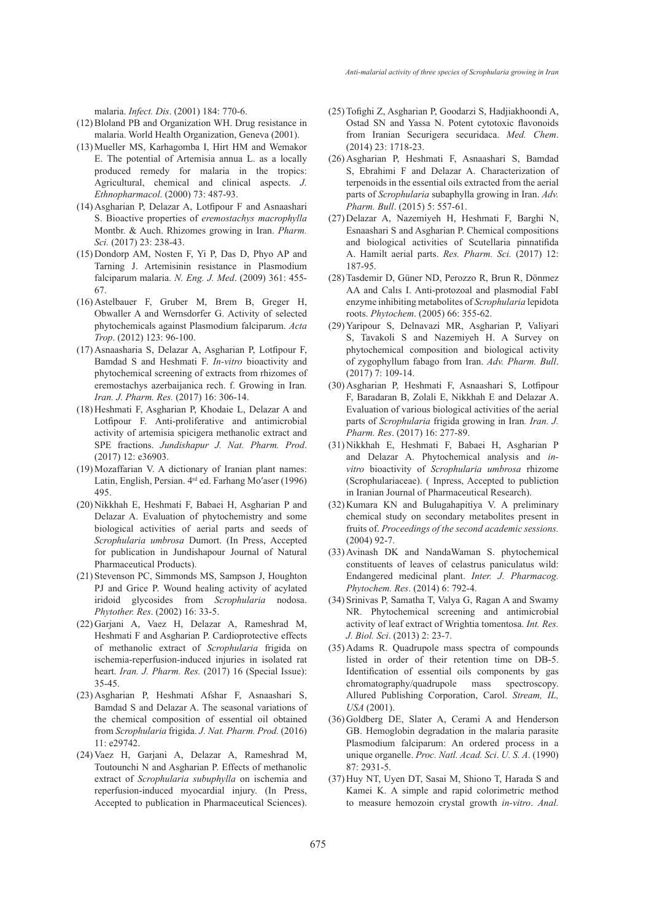malaria. *Infect. Dis*. (2001) 184: 770-6.

(12) Bloland PB and Organization WH. Drug resistance in malaria. World Health Organization, Geneva (2001).

(13) Mueller MS, Karhagomba I, Hirt HM and Wemakor E. The potential of Artemisia annua L. as a locally produced remedy for malaria in the tropics: Agricultural, chemical and clinical aspects. *J. Ethnopharmacol*. (2000) 73: 487-93.

(14) Asgharian P, Delazar A, Lotfipour F and Asnaashari S. Bioactive properties of *eremostachys macrophylla* Montbr. & Auch. Rhizomes growing in Iran. *Pharm. Sci.* (2017) 23: 238-43.

(15) Dondorp AM, Nosten F, Yi P, Das D, Phyo AP and Tarning J. Artemisinin resistance in Plasmodium falciparum malaria. *N. Eng. J. Med*. (2009) 361: 455-67.

(16) Astelbauer F, Gruber M, Brem B, Greger H, Obwaller A and Wernsdorfer G. Activity of selected phytochemicals against Plasmodium falciparum. *Acta Trop*. (2012) 123: 96-100.

(17) Asnaasharia S, Delazar A, Asgharian P, Lotfipour F, Bamdad S and Heshmati F. *In-vitro* bioactivity and phytochemical screening of extracts from rhizomes of eremostachys azerbaijanica rech. f. Growing in Iran*. Iran. J. Pharm. Res.* (2017) 16: 306-14.

(18) Heshmati F, Asgharian P, Khodaie L, Delazar A and Lotfipour F. Anti-proliferative and antimicrobial activity of artemisia spicigera methanolic extract and SPE fractions. *Jundishapur J. Nat. Pharm. Prod*. (2017) 12: e36903.

(19) Mozaffarian V. A dictionary of Iranian plant names: Latin, English, Persian. 4rd ed. Farhang Mo′aser (1996) 495.

(20) Nikkhah E, Heshmati F, Babaei H, Asgharian P and Delazar A. Evaluation of phytochemistry and some biological activities of aerial parts and seeds of *Scrophularia umbrosa* Dumort. (In Press, Accepted for publication in Jundishapour Journal of Natural Pharmaceutical Products).

(21) Stevenson PC, Simmonds MS, Sampson J, Houghton PJ and Grice P. Wound healing activity of acylated iridoid glycosides from *Scrophularia* nodosa. *Phytother. Res*. (2002) 16: 33-5.

(22) Garjani A, Vaez H, Delazar A, Rameshrad M, Heshmati F and Asgharian P. Cardioprotective effects of methanolic extract of *Scrophularia* frigida on ischemia-reperfusion-induced injuries in isolated rat heart. *Iran. J. Pharm. Res.* (2017) 16 (Special Issue): 35-45.

(23) Asgharian P, Heshmati Afshar F, Asnaashari S, Bamdad S and Delazar A. The seasonal variations of the chemical composition of essential oil obtained from *Scrophularia* frigida. *J. Nat. Pharm. Prod.* (2016) 11: e29742.

(24) Vaez H, Garjani A, Delazar A, Rameshrad M, Toutounchi N and Asgharian P. Effects of methanolic extract of *Scrophularia subuphylla* on ischemia and reperfusion-induced myocardial injury. (In Press, Accepted to publication in Pharmaceutical Sciences).

(25) Tofighi Z, Asgharian P, Goodarzi S, Hadjiakhoondi A, Ostad SN and Yassa N. Potent cytotoxic flavonoids from Iranian Securigera securidaca. *Med. Chem*. (2014) 23: 1718-23.

(26) Asgharian P, Heshmati F, Asnaashari S, Bamdad S, Ebrahimi F and Delazar A. Characterization of terpenoids in the essential oils extracted from the aerial parts of *Scrophularia* subaphylla growing in Iran. *Adv. Pharm. Bull*. (2015) 5: 557-61.

(27) Delazar A, Nazemiyeh H, Heshmati F, Barghi N, Esnaashari S and Asgharian P. Chemical compositions and biological activities of Scutellaria pinnatifida A. Hamilt aerial parts. *Res. Pharm. Sci.* (2017) 12: 187-95.

(28) Tasdemir D, Güner ND, Perozzo R, Brun R, Dönmez AA and Calıs I. Anti-protozoal and plasmodial FabI enzyme inhibiting metabolites of *Scrophularia* lepidota roots. *Phytochem*. (2005) 66: 355-62.

(29) Yaripour S, Delnavazi MR, Asgharian P, Valiyari S, Tavakoli S and Nazemiyeh H. A Survey on phytochemical composition and biological activity of zygophyllum fabago from Iran. *Adv. Pharm. Bull*. (2017) 7: 109-14.

(30) Asgharian P, Heshmati F, Asnaashari S, Lotfipour F, Baradaran B, Zolali E, Nikkhah E and Delazar A. Evaluation of various biological activities of the aerial parts of *Scrophularia* frigida growing in Iran*. Iran. J. Pharm. Res*. (2017) 16: 277-89.

(31) Nikkhah E, Heshmati F, Babaei H, Asgharian P and Delazar A. Phytochemical analysis and *in-vitro* bioactivity of *Scrophularia umbrosa* rhizome (Scrophulariaceae). ( Inpress, Accepted to publiction in Iranian Journal of Pharmaceutical Research).

(32) Kumara KN and Bulugahapitiya V. A preliminary chemical study on secondary metabolites present in fruits of. *Proceedings of the second academic sessions.* (2004) 92-7.

(33) Avinash DK and NandaWaman S. phytochemical constituents of leaves of celastrus paniculatus wild: Endangered medicinal plant. *Inter. J. Pharmacog. Phytochem. Res*. (2014) 6: 792-4.

(34) Srinivas P, Samatha T, Valya G, Ragan A and Swamy NR. Phytochemical screening and antimicrobial activity of leaf extract of Wrightia tomentosa. *Int. Res. J. Biol. Sci*. (2013) 2: 23-7.

(35) Adams R. Quadrupole mass spectra of compounds listed in order of their retention time on DB-5. Identification of essential oils components by gas chromatography/quadrupole mass spectroscopy. Allured Publishing Corporation, Carol. *Stream, IL, USA* (2001).

(36) Goldberg DE, Slater A, Cerami A and Henderson GB. Hemoglobin degradation in the malaria parasite Plasmodium falciparum: An ordered process in a unique organelle. *Proc. Natl. Acad. Sci*. *U. S. A*. (1990) 87: 2931-5.

(37) Huy NT, Uyen DT, Sasai M, Shiono T, Harada S and Kamei K. A simple and rapid colorimetric method to measure hemozoin crystal growth *in-vitro*. *Anal.*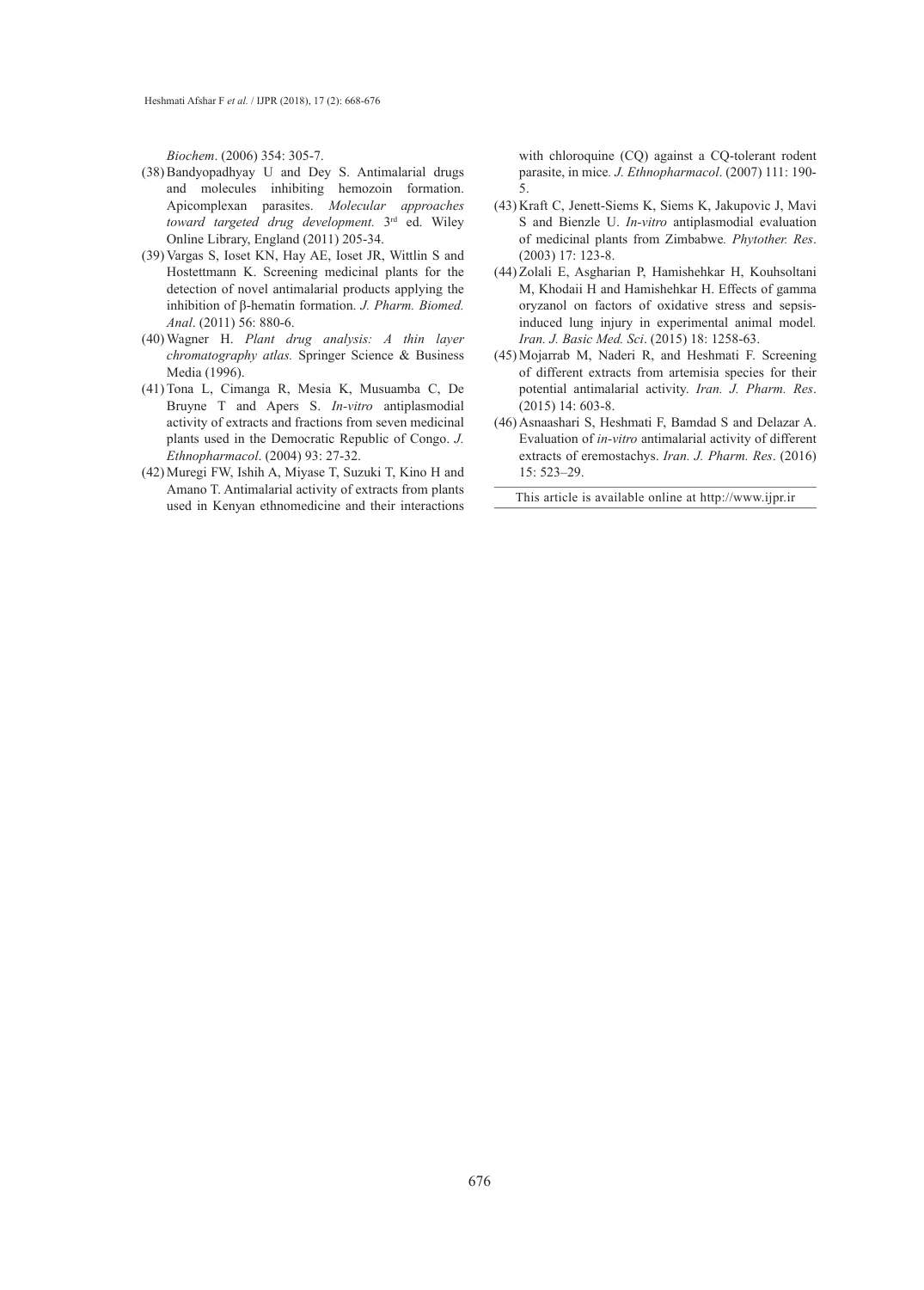*Biochem*. (2006) 354: 305-7.

(38) Bandyopadhyay U and Dey S. Antimalarial drugs and molecules inhibiting hemozoin formation. Apicomplexan parasites. *Molecular approaches toward targeted drug development.* 3rd ed. Wiley Online Library, England (2011) 205-34.

(39) Vargas S, Ioset KN, Hay AE, Ioset JR, Wittlin S and Hostettmann K. Screening medicinal plants for the detection of novel antimalarial products applying the inhibition of β-hematin formation. *J. Pharm. Biomed. Anal*. (2011) 56: 880-6.

(40) Wagner H. *Plant drug analysis: A thin layer chromatography atlas.* Springer Science & Business Media (1996).

(41) Tona L, Cimanga R, Mesia K, Musuamba C, De Bruyne T and Apers S. *In-vitro* antiplasmodial activity of extracts and fractions from seven medicinal plants used in the Democratic Republic of Congo. *J. Ethnopharmacol*. (2004) 93: 27-32.

(42) Muregi FW, Ishih A, Miyase T, Suzuki T, Kino H and Amano T. Antimalarial activity of extracts from plants used in Kenyan ethnomedicine and their interactions with chloroquine (CQ) against a CQ-tolerant rodent parasite, in mice. *J. Ethnopharmacol*. (2007) 111: 190-5.

(43) Kraft C, Jenett-Siems K, Siems K, Jakupovic J, Mavi S and Bienzle U. *In-vitro* antiplasmodial evaluation of medicinal plants from Zimbabwe. *Phytother. Res*. (2003) 17: 123-8.

(44) Zolali E, Asgharian P, Hamishehkar H, Kouhsoltani M, Khodaii H and Hamishehkar H. Effects of gamma oryzanol on factors of oxidative stress and sepsis-induced lung injury in experimental animal model. *Iran. J. Basic Med. Sci*. (2015) 18: 1258-63.

(45) Mojarrab M, Naderi R, and Heshmati F. Screening of different extracts from artemisia species for their potential antimalarial activity. *Iran. J. Pharm. Res*. (2015) 14: 603-8.

(46) Asnaashari S, Heshmati F, Bamdad S and Delazar A. Evaluation of *in-vitro* antimalarial activity of different extracts of eremostachys. *Iran. J. Pharm. Res*. (2016) 15: 523–29.

This article is available online at http://www.ijpr.ir